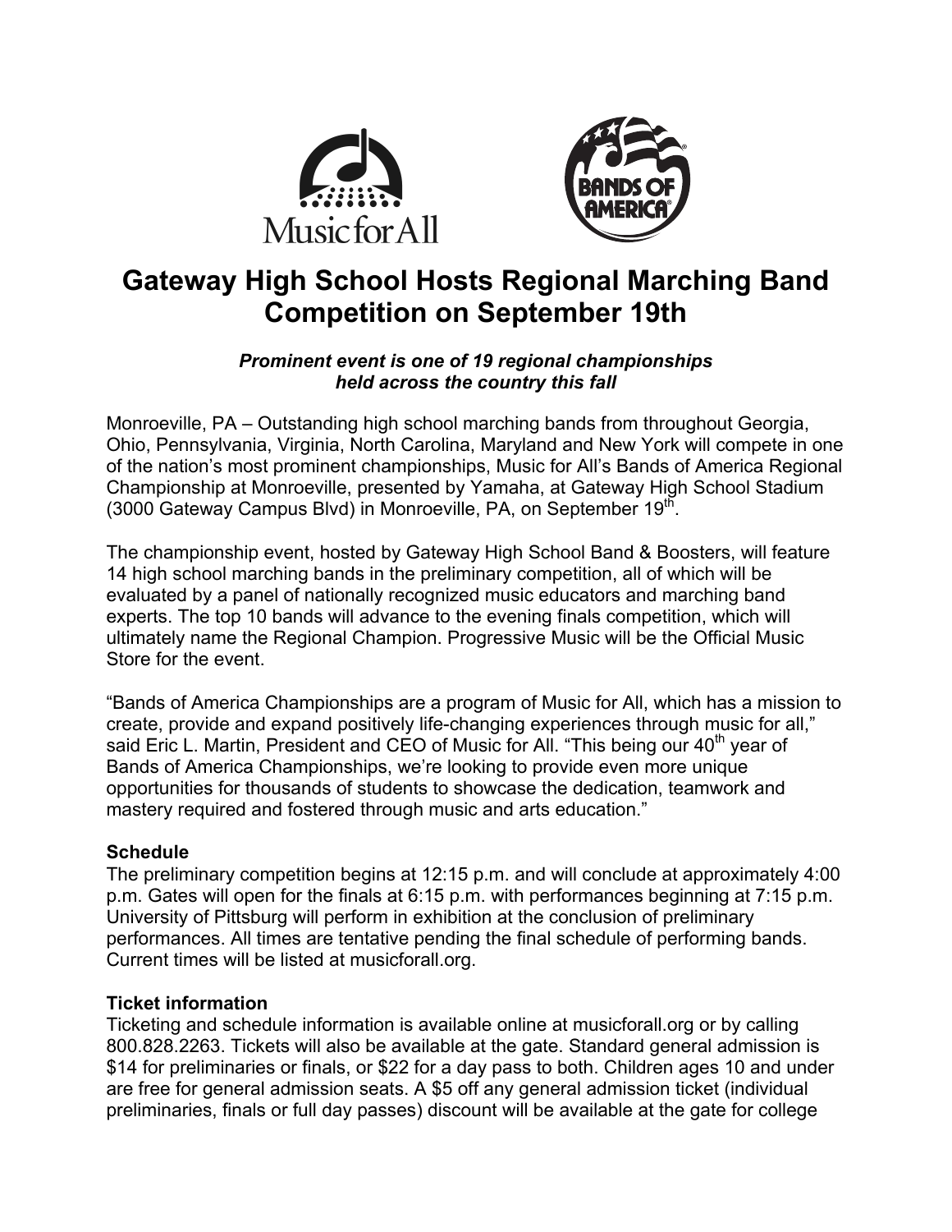# Gateway High School Hosts Regional Marching Band Competition on September 19th

***Prominent event is one of 19 regional championships held across the country this fall***

Monroeville, PA – Outstanding high school marching bands from throughout Georgia, Ohio, Pennsylvania, Virginia, North Carolina, Maryland and New York will compete in one of the nation's most prominent championships, Music for All's Bands of America Regional Championship at Monroeville, presented by Yamaha, at Gateway High School Stadium (3000 Gateway Campus Blvd) in Monroeville, PA, on September 19th.

The championship event, hosted by Gateway High School Band & Boosters, will feature 14 high school marching bands in the preliminary competition, all of which will be evaluated by a panel of nationally recognized music educators and marching band experts. The top 10 bands will advance to the evening finals competition, which will ultimately name the Regional Champion. Progressive Music will be the Official Music Store for the event.

"Bands of America Championships are a program of Music for All, which has a mission to create, provide and expand positively life-changing experiences through music for all," said Eric L. Martin, President and CEO of Music for All. "This being our 40th year of Bands of America Championships, we're looking to provide even more unique opportunities for thousands of students to showcase the dedication, teamwork and mastery required and fostered through music and arts education."

**Schedule**

The preliminary competition begins at 12:15 p.m. and will conclude at approximately 4:00 p.m. Gates will open for the finals at 6:15 p.m. with performances beginning at 7:15 p.m. University of Pittsburg will perform in exhibition at the conclusion of preliminary performances. All times are tentative pending the final schedule of performing bands. Current times will be listed at musicforall.org.

**Ticket information**

Ticketing and schedule information is available online at musicforall.org or by calling 800.828.2263. Tickets will also be available at the gate. Standard general admission is $14 for preliminaries or finals, or $22 for a day pass to both. Children ages 10 and under are free for general admission seats. A $5 off any general admission ticket (individual preliminaries, finals or full day passes) discount will be available at the gate for college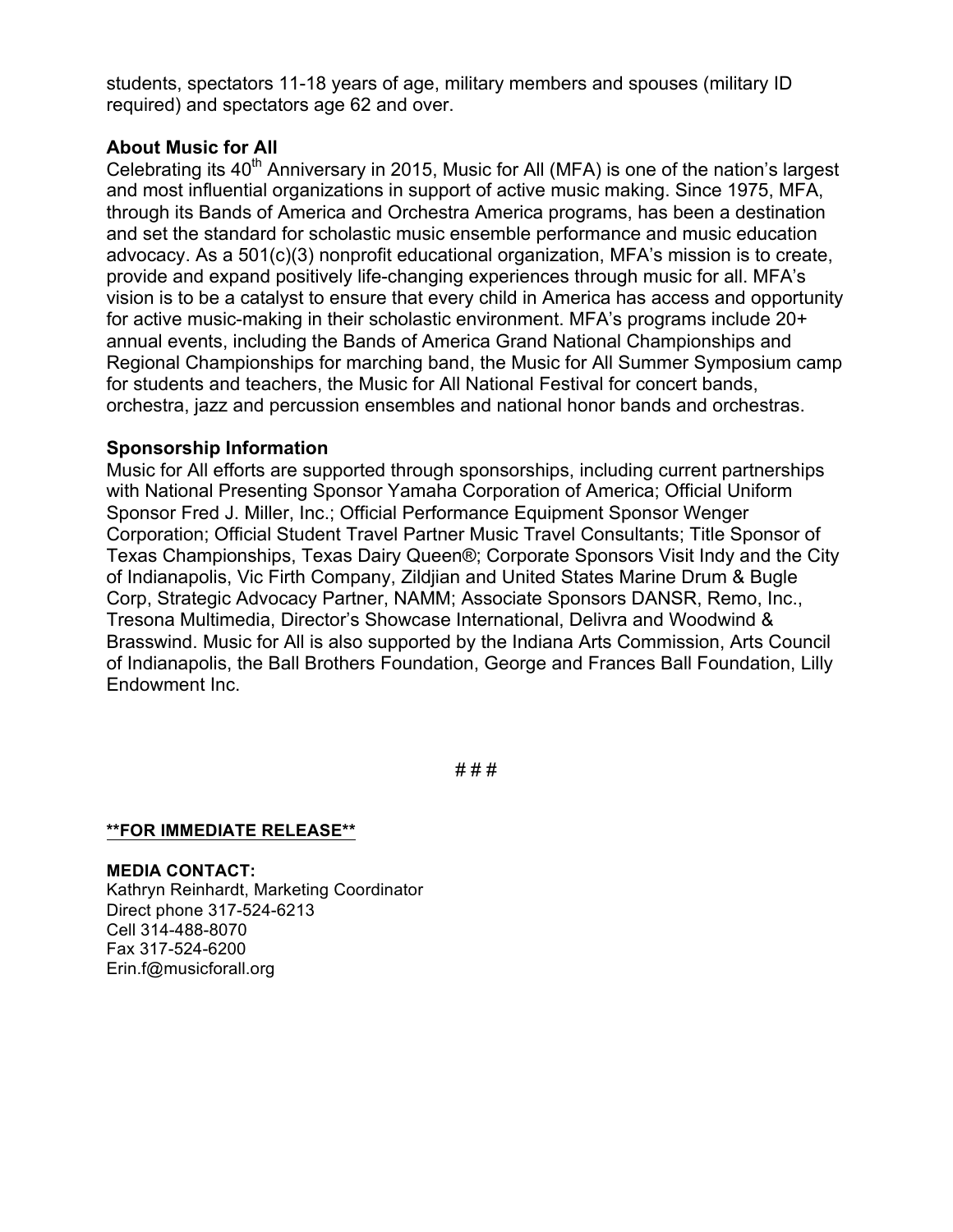students, spectators 11-18 years of age, military members and spouses (military ID required) and spectators age 62 and over.

**About Music for All**

Celebrating its 40th Anniversary in 2015, Music for All (MFA) is one of the nation's largest and most influential organizations in support of active music making. Since 1975, MFA, through its Bands of America and Orchestra America programs, has been a destination and set the standard for scholastic music ensemble performance and music education advocacy. As a 501(c)(3) nonprofit educational organization, MFA's mission is to create, provide and expand positively life-changing experiences through music for all. MFA's vision is to be a catalyst to ensure that every child in America has access and opportunity for active music-making in their scholastic environment. MFA's programs include 20+ annual events, including the Bands of America Grand National Championships and Regional Championships for marching band, the Music for All Summer Symposium camp for students and teachers, the Music for All National Festival for concert bands, orchestra, jazz and percussion ensembles and national honor bands and orchestras.

**Sponsorship Information**

Music for All efforts are supported through sponsorships, including current partnerships with National Presenting Sponsor Yamaha Corporation of America; Official Uniform Sponsor Fred J. Miller, Inc.; Official Performance Equipment Sponsor Wenger Corporation; Official Student Travel Partner Music Travel Consultants; Title Sponsor of Texas Championships, Texas Dairy Queen®; Corporate Sponsors Visit Indy and the City of Indianapolis, Vic Firth Company, Zildjian and United States Marine Drum & Bugle Corp, Strategic Advocacy Partner, NAMM; Associate Sponsors DANSR, Remo, Inc., Tresona Multimedia, Director's Showcase International, Delivra and Woodwind & Brasswind. Music for All is also supported by the Indiana Arts Commission, Arts Council of Indianapolis, the Ball Brothers Foundation, George and Frances Ball Foundation, Lilly Endowment Inc.

# # #

**FOR IMMEDIATE RELEASE**

**MEDIA CONTACT:**
Kathryn Reinhardt, Marketing Coordinator
Direct phone 317-524-6213
Cell 314-488-8070
Fax 317-524-6200
Erin.f@musicforall.org